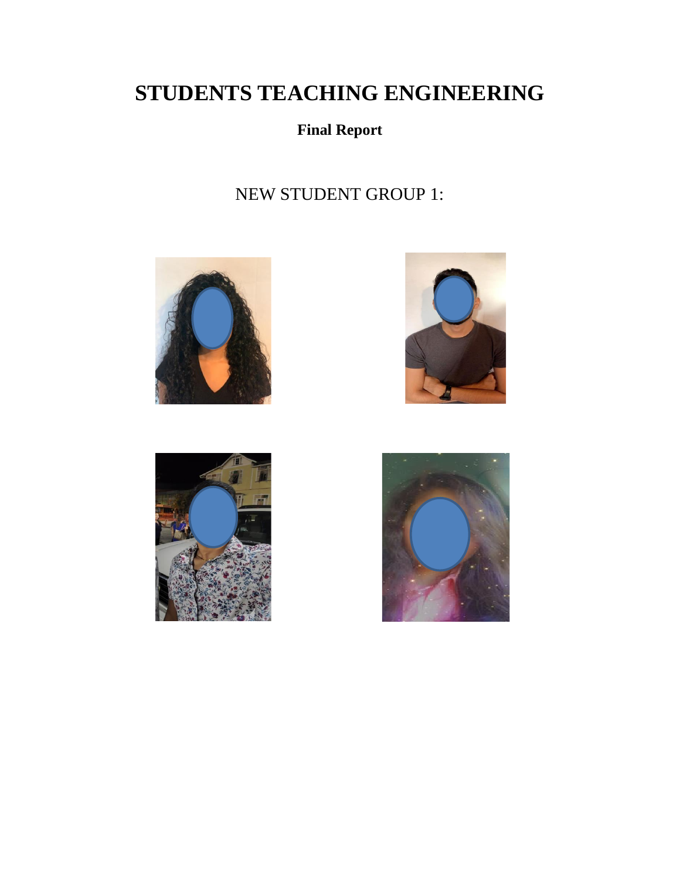# STUDENTS TEACHING ENGINEERING

**Final Report**

NEW STUDENT GROUP 1: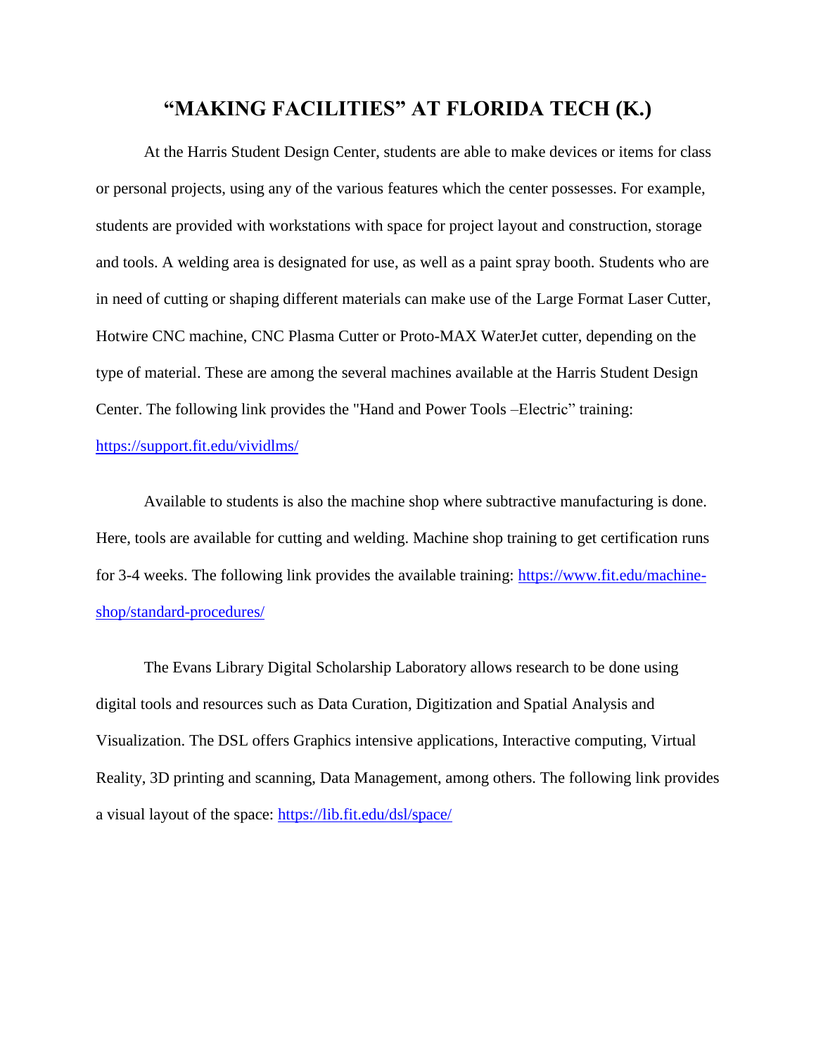# "MAKING FACILITIES" AT FLORIDA TECH (K.)

At the Harris Student Design Center, students are able to make devices or items for class or personal projects, using any of the various features which the center possesses. For example, students are provided with workstations with space for project layout and construction, storage and tools. A welding area is designated for use, as well as a paint spray booth. Students who are in need of cutting or shaping different materials can make use of the Large Format Laser Cutter, Hotwire CNC machine, CNC Plasma Cutter or Proto-MAX WaterJet cutter, depending on the type of material. These are among the several machines available at the Harris Student Design Center. The following link provides the "Hand and Power Tools –Electric" training: https://support.fit.edu/vividlms/

Available to students is also the machine shop where subtractive manufacturing is done. Here, tools are available for cutting and welding. Machine shop training to get certification runs for 3-4 weeks. The following link provides the available training: https://www.fit.edu/machine-shop/standard-procedures/

The Evans Library Digital Scholarship Laboratory allows research to be done using digital tools and resources such as Data Curation, Digitization and Spatial Analysis and Visualization. The DSL offers Graphics intensive applications, Interactive computing, Virtual Reality, 3D printing and scanning, Data Management, among others. The following link provides a visual layout of the space: https://lib.fit.edu/dsl/space/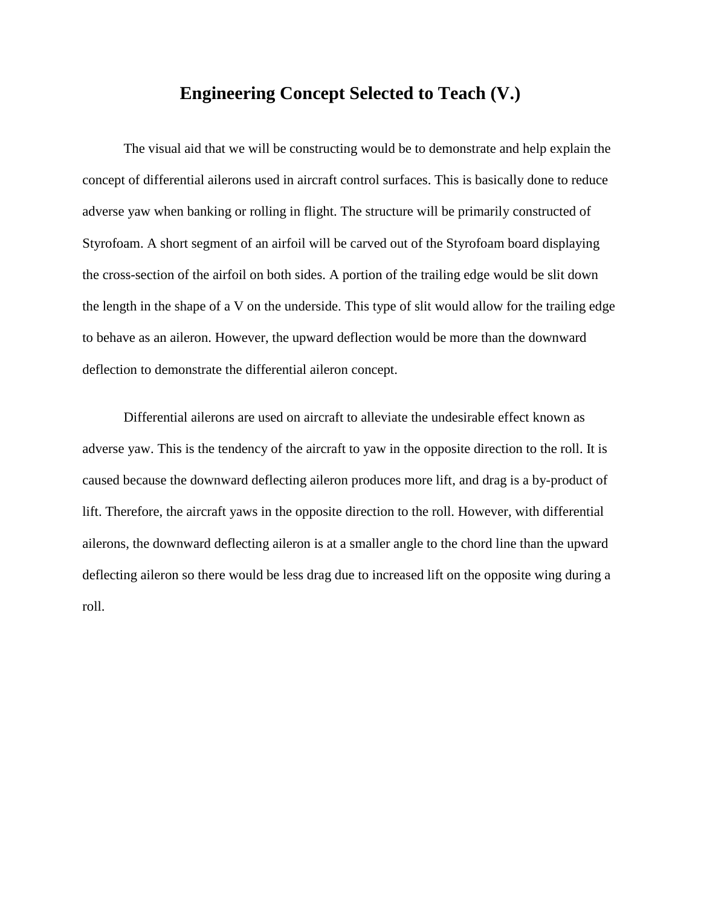# Engineering Concept Selected to Teach (V.)

The visual aid that we will be constructing would be to demonstrate and help explain the concept of differential ailerons used in aircraft control surfaces. This is basically done to reduce adverse yaw when banking or rolling in flight. The structure will be primarily constructed of Styrofoam. A short segment of an airfoil will be carved out of the Styrofoam board displaying the cross-section of the airfoil on both sides. A portion of the trailing edge would be slit down the length in the shape of a V on the underside. This type of slit would allow for the trailing edge to behave as an aileron. However, the upward deflection would be more than the downward deflection to demonstrate the differential aileron concept.

Differential ailerons are used on aircraft to alleviate the undesirable effect known as adverse yaw. This is the tendency of the aircraft to yaw in the opposite direction to the roll. It is caused because the downward deflecting aileron produces more lift, and drag is a by-product of lift. Therefore, the aircraft yaws in the opposite direction to the roll. However, with differential ailerons, the downward deflecting aileron is at a smaller angle to the chord line than the upward deflecting aileron so there would be less drag due to increased lift on the opposite wing during a roll.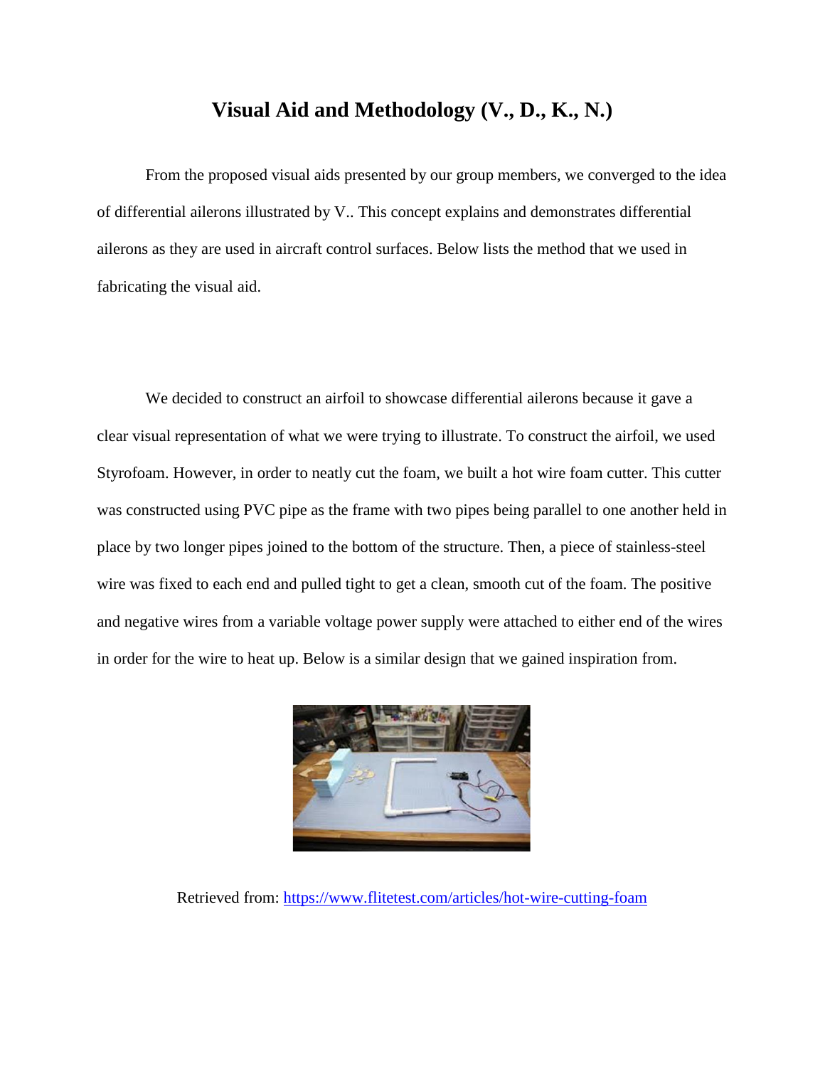# Visual Aid and Methodology (V., D., K., N.)

From the proposed visual aids presented by our group members, we converged to the idea of differential ailerons illustrated by V.. This concept explains and demonstrates differential ailerons as they are used in aircraft control surfaces. Below lists the method that we used in fabricating the visual aid.

We decided to construct an airfoil to showcase differential ailerons because it gave a clear visual representation of what we were trying to illustrate. To construct the airfoil, we used Styrofoam. However, in order to neatly cut the foam, we built a hot wire foam cutter. This cutter was constructed using PVC pipe as the frame with two pipes being parallel to one another held in place by two longer pipes joined to the bottom of the structure. Then, a piece of stainless-steel wire was fixed to each end and pulled tight to get a clean, smooth cut of the foam. The positive and negative wires from a variable voltage power supply were attached to either end of the wires in order for the wire to heat up. Below is a similar design that we gained inspiration from.

Retrieved from: [https://www.flitetest.com/articles/hot-wire-cutting-foam](https://www.flitetest.com/articles/hot-wire-cutting-foam)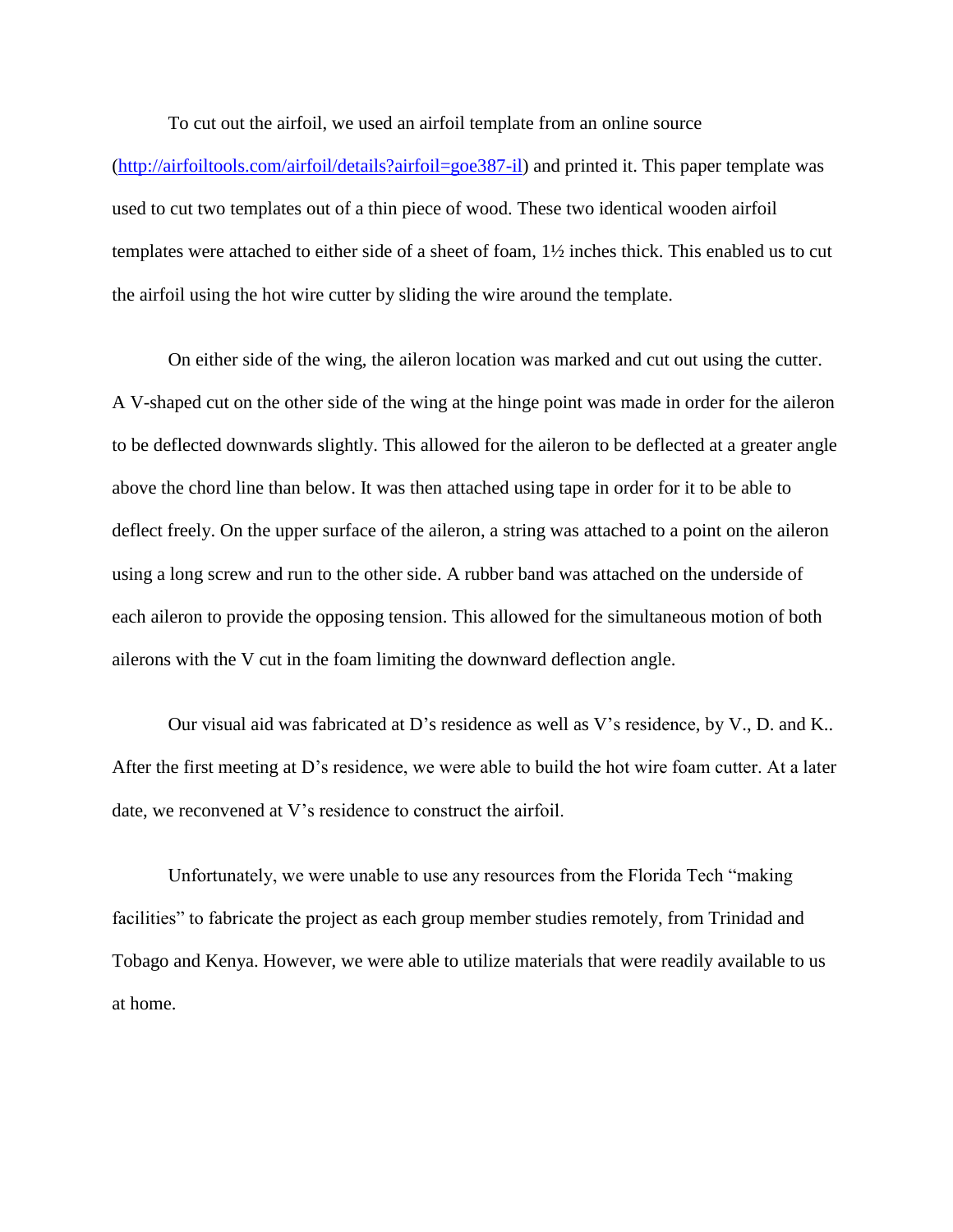To cut out the airfoil, we used an airfoil template from an online source (http://airfoiltools.com/airfoil/details?airfoil=goe387-il) and printed it. This paper template was used to cut two templates out of a thin piece of wood. These two identical wooden airfoil templates were attached to either side of a sheet of foam, 1½ inches thick. This enabled us to cut the airfoil using the hot wire cutter by sliding the wire around the template.

On either side of the wing, the aileron location was marked and cut out using the cutter. A V-shaped cut on the other side of the wing at the hinge point was made in order for the aileron to be deflected downwards slightly. This allowed for the aileron to be deflected at a greater angle above the chord line than below. It was then attached using tape in order for it to be able to deflect freely. On the upper surface of the aileron, a string was attached to a point on the aileron using a long screw and run to the other side. A rubber band was attached on the underside of each aileron to provide the opposing tension. This allowed for the simultaneous motion of both ailerons with the V cut in the foam limiting the downward deflection angle.

Our visual aid was fabricated at D's residence as well as V's residence, by V., D. and K.. After the first meeting at D's residence, we were able to build the hot wire foam cutter. At a later date, we reconvened at V's residence to construct the airfoil.

Unfortunately, we were unable to use any resources from the Florida Tech "making facilities" to fabricate the project as each group member studies remotely, from Trinidad and Tobago and Kenya. However, we were able to utilize materials that were readily available to us at home.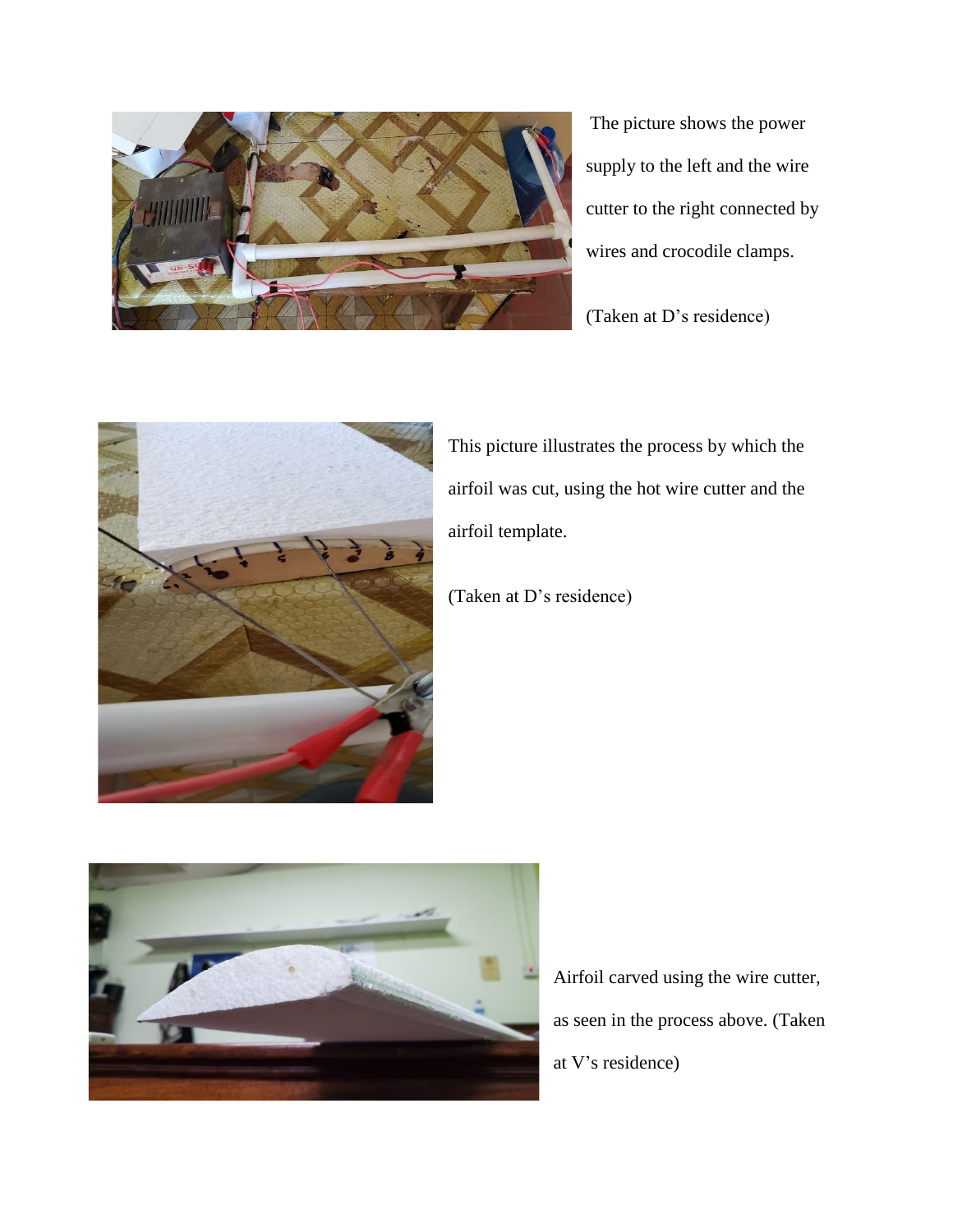The picture shows the power supply to the left and the wire cutter to the right connected by wires and crocodile clamps.

(Taken at D's residence)

This picture illustrates the process by which the airfoil was cut, using the hot wire cutter and the airfoil template.

(Taken at D's residence)

Airfoil carved using the wire cutter, as seen in the process above. (Taken at V's residence)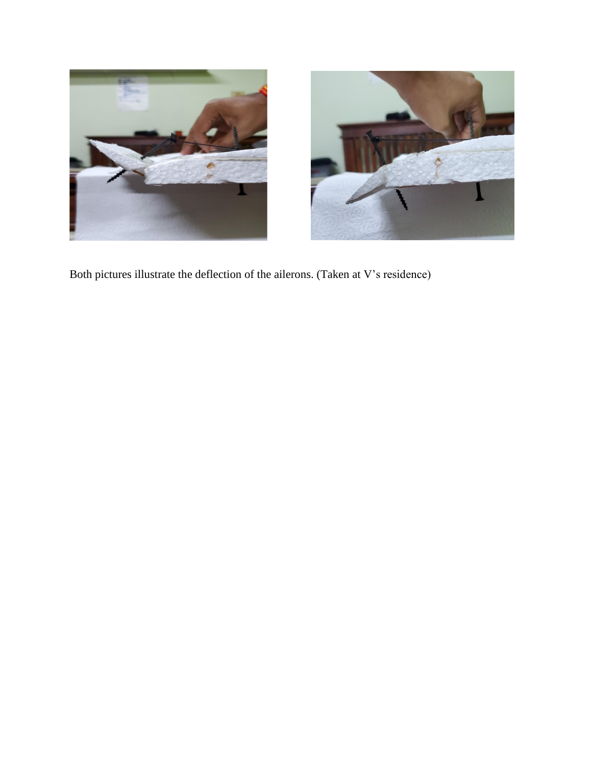Both pictures illustrate the deflection of the ailerons. (Taken at V's residence)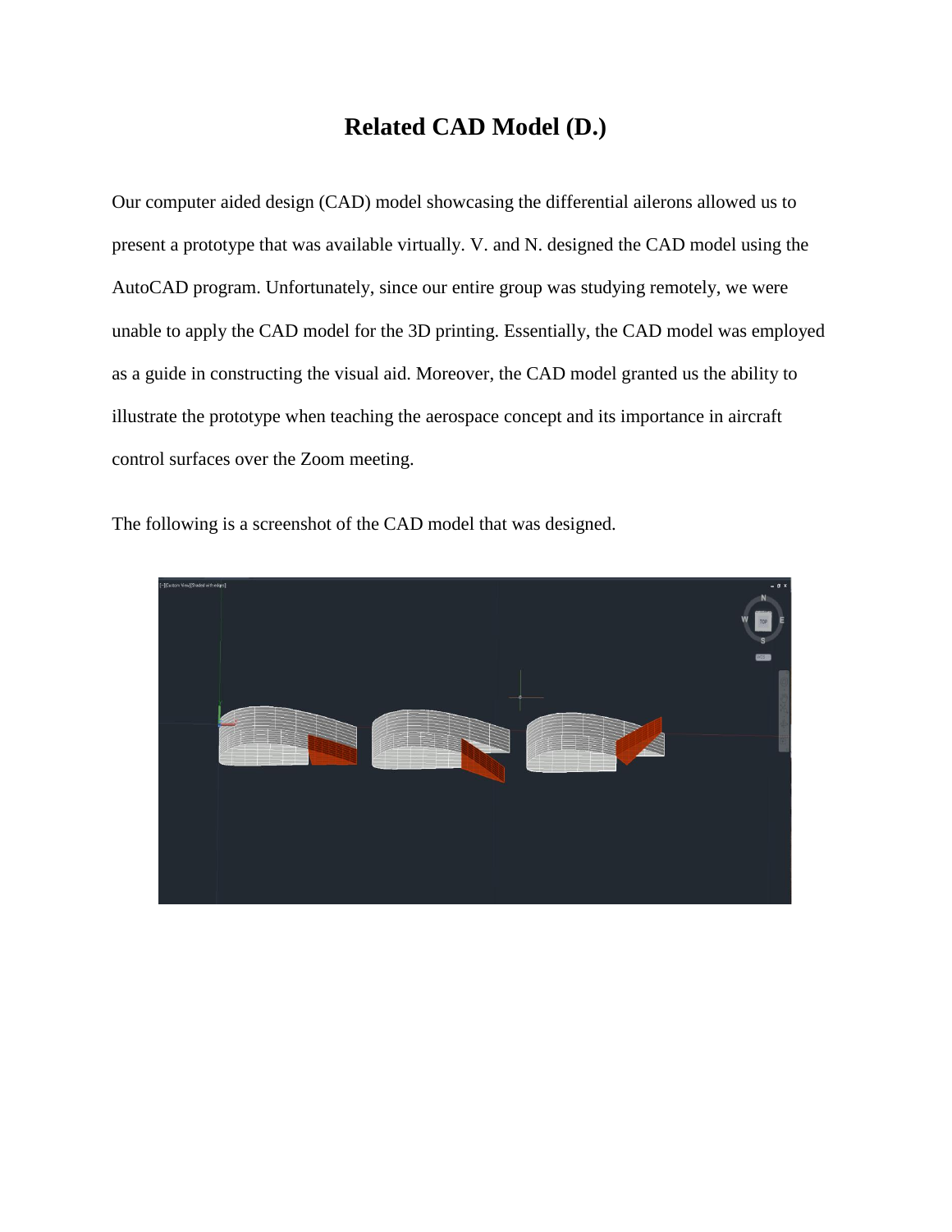# Related CAD Model (D.)

Our computer aided design (CAD) model showcasing the differential ailerons allowed us to present a prototype that was available virtually. V. and N. designed the CAD model using the AutoCAD program. Unfortunately, since our entire group was studying remotely, we were unable to apply the CAD model for the 3D printing. Essentially, the CAD model was employed as a guide in constructing the visual aid. Moreover, the CAD model granted us the ability to illustrate the prototype when teaching the aerospace concept and its importance in aircraft control surfaces over the Zoom meeting.

The following is a screenshot of the CAD model that was designed.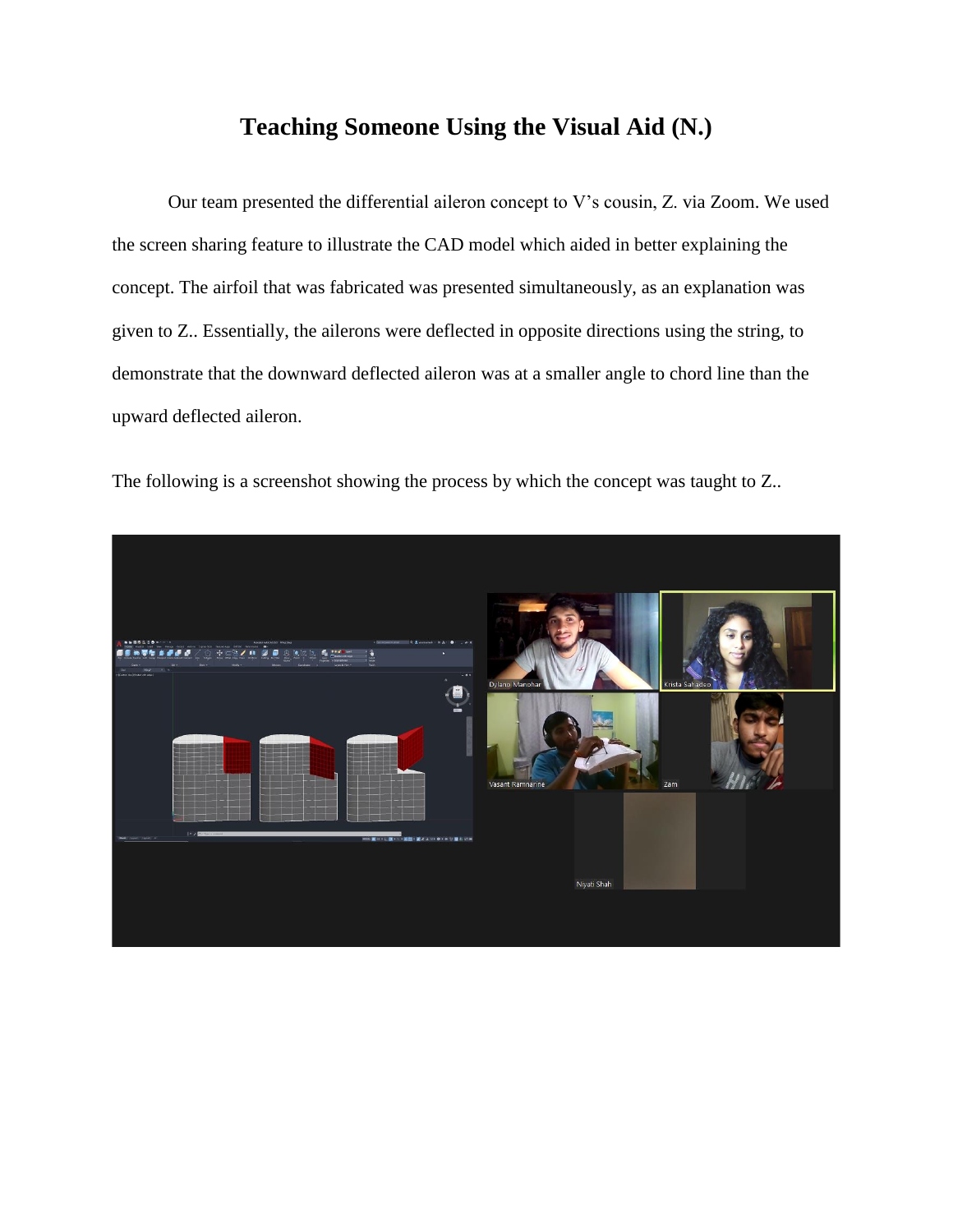# Teaching Someone Using the Visual Aid (N.)

Our team presented the differential aileron concept to V's cousin, Z. via Zoom. We used the screen sharing feature to illustrate the CAD model which aided in better explaining the concept. The airfoil that was fabricated was presented simultaneously, as an explanation was given to Z.. Essentially, the ailerons were deflected in opposite directions using the string, to demonstrate that the downward deflected aileron was at a smaller angle to chord line than the upward deflected aileron.

The following is a screenshot showing the process by which the concept was taught to Z..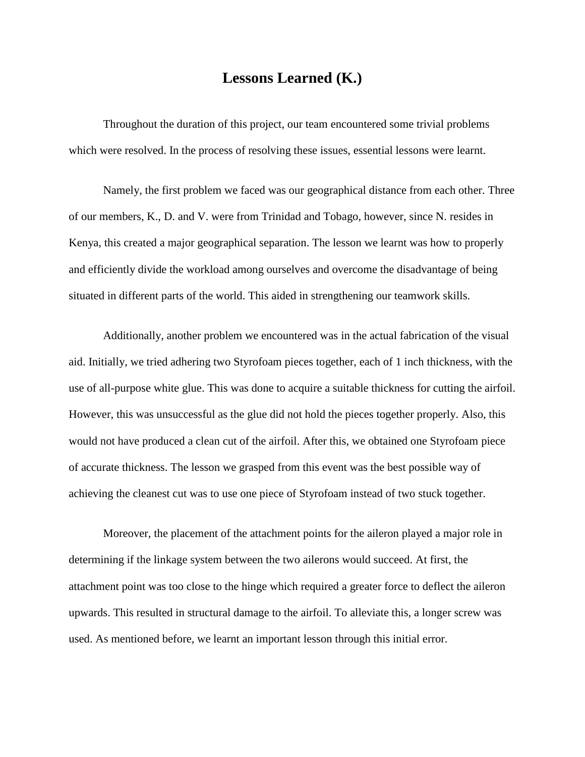# Lessons Learned (K.)

Throughout the duration of this project, our team encountered some trivial problems which were resolved. In the process of resolving these issues, essential lessons were learnt.

Namely, the first problem we faced was our geographical distance from each other. Three of our members, K., D. and V. were from Trinidad and Tobago, however, since N. resides in Kenya, this created a major geographical separation. The lesson we learnt was how to properly and efficiently divide the workload among ourselves and overcome the disadvantage of being situated in different parts of the world. This aided in strengthening our teamwork skills.

Additionally, another problem we encountered was in the actual fabrication of the visual aid. Initially, we tried adhering two Styrofoam pieces together, each of 1 inch thickness, with the use of all-purpose white glue. This was done to acquire a suitable thickness for cutting the airfoil. However, this was unsuccessful as the glue did not hold the pieces together properly. Also, this would not have produced a clean cut of the airfoil. After this, we obtained one Styrofoam piece of accurate thickness. The lesson we grasped from this event was the best possible way of achieving the cleanest cut was to use one piece of Styrofoam instead of two stuck together.

Moreover, the placement of the attachment points for the aileron played a major role in determining if the linkage system between the two ailerons would succeed. At first, the attachment point was too close to the hinge which required a greater force to deflect the aileron upwards. This resulted in structural damage to the airfoil. To alleviate this, a longer screw was used. As mentioned before, we learnt an important lesson through this initial error.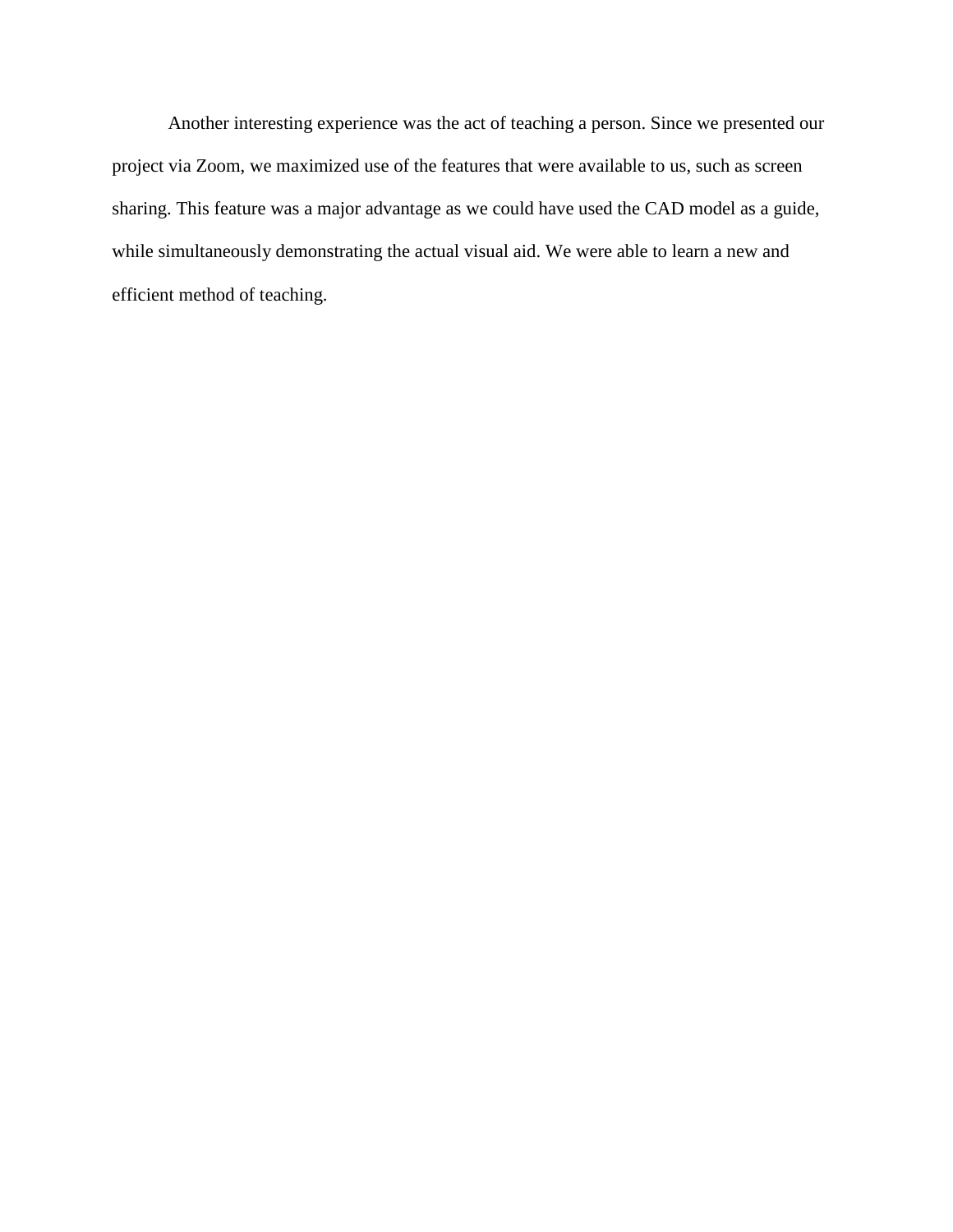Another interesting experience was the act of teaching a person. Since we presented our project via Zoom, we maximized use of the features that were available to us, such as screen sharing. This feature was a major advantage as we could have used the CAD model as a guide, while simultaneously demonstrating the actual visual aid. We were able to learn a new and efficient method of teaching.